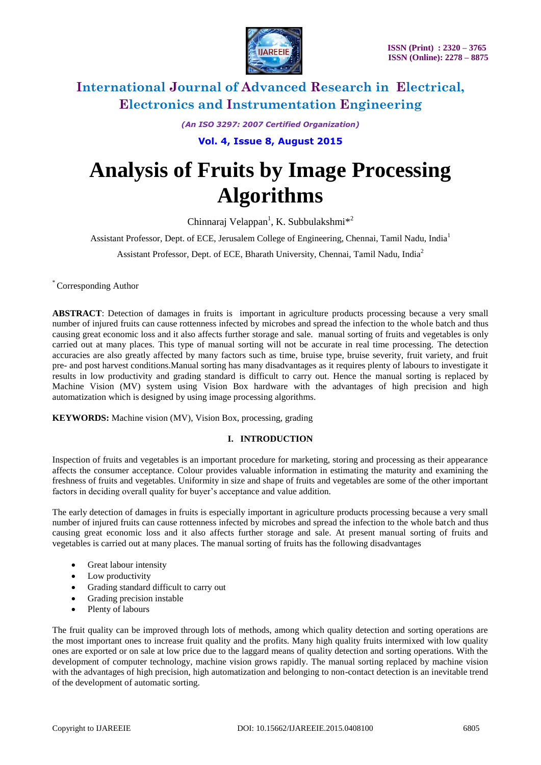# Analysis of Fruits by Image Processing Algorithms

Chinnaraj Velappan[1], K. Subbulakshmi*[2]

Assistant Professor, Dept. of ECE, Jerusalem College of Engineering, Chennai, Tamil Nadu, India[1]

Assistant Professor, Dept. of ECE, Bharath University, Chennai, Tamil Nadu, India[2]

* Corresponding Author

**ABSTRACT**: Detection of damages in fruits is important in agriculture products processing because a very small number of injured fruits can cause rottenness infected by microbes and spread the infection to the whole batch and thus causing great economic loss and it also affects further storage and sale. manual sorting of fruits and vegetables is only carried out at many places. This type of manual sorting will not be accurate in real time processing. The detection accuracies are also greatly affected by many factors such as time, bruise type, bruise severity, fruit variety, and fruit pre- and post harvest conditions.Manual sorting has many disadvantages as it requires plenty of labours to investigate it results in low productivity and grading standard is difficult to carry out. Hence the manual sorting is replaced by Machine Vision (MV) system using Vision Box hardware with the advantages of high precision and high automatization which is designed by using image processing algorithms.

**KEYWORDS:** Machine vision (MV), Vision Box, processing, grading

## I. INTRODUCTION

Inspection of fruits and vegetables is an important procedure for marketing, storing and processing as their appearance affects the consumer acceptance. Colour provides valuable information in estimating the maturity and examining the freshness of fruits and vegetables. Uniformity in size and shape of fruits and vegetables are some of the other important factors in deciding overall quality for buyer's acceptance and value addition.

The early detection of damages in fruits is especially important in agriculture products processing because a very small number of injured fruits can cause rottenness infected by microbes and spread the infection to the whole batch and thus causing great economic loss and it also affects further storage and sale. At present manual sorting of fruits and vegetables is carried out at many places. The manual sorting of fruits has the following disadvantages

- Great labour intensity
- Low productivity
- Grading standard difficult to carry out
- Grading precision instable
- Plenty of labours

The fruit quality can be improved through lots of methods, among which quality detection and sorting operations are the most important ones to increase fruit quality and the profits. Many high quality fruits intermixed with low quality ones are exported or on sale at low price due to the laggard means of quality detection and sorting operations. With the development of computer technology, machine vision grows rapidly. The manual sorting replaced by machine vision with the advantages of high precision, high automatization and belonging to non-contact detection is an inevitable trend of the development of automatic sorting.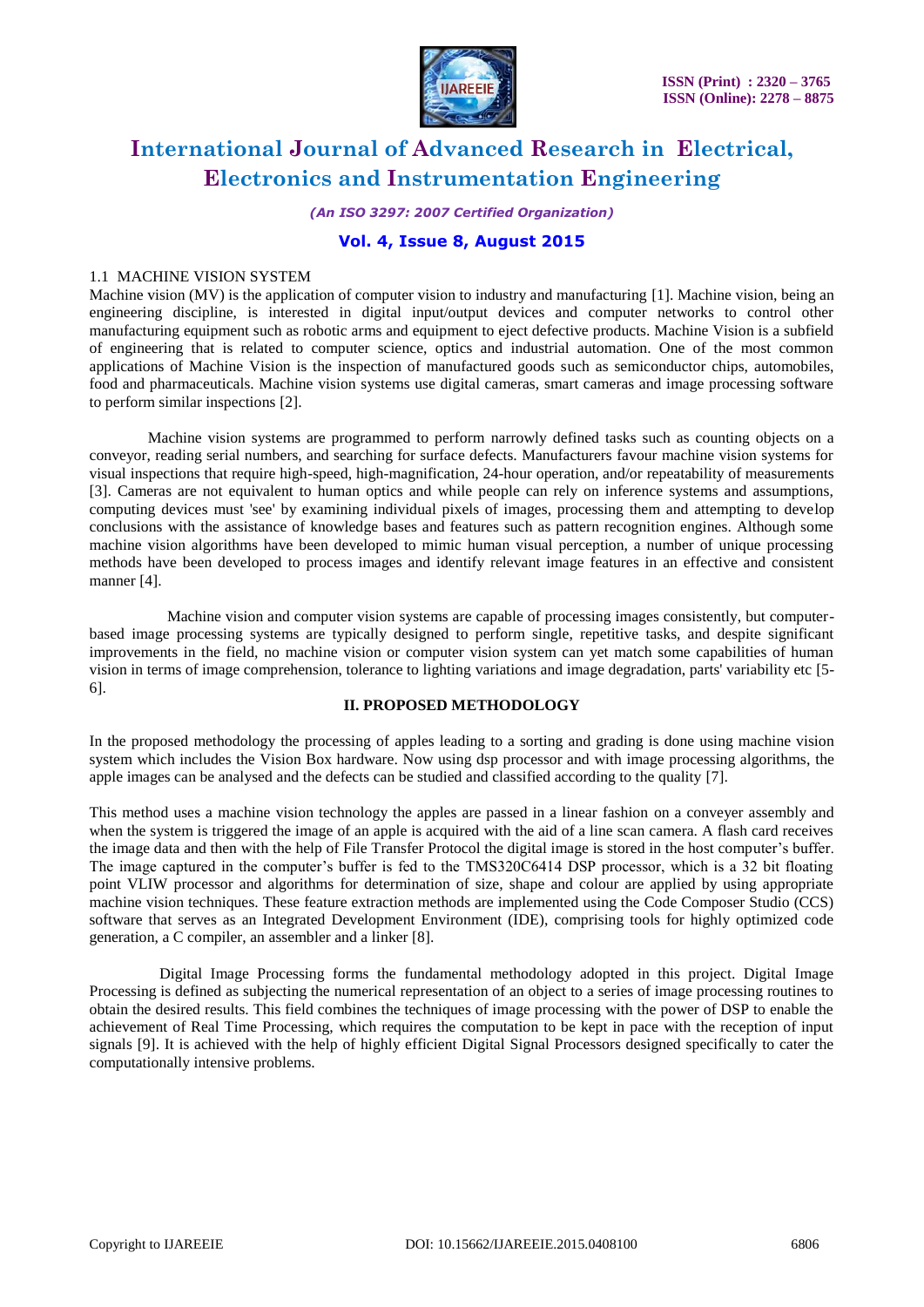### 1.1 MACHINE VISION SYSTEM

Machine vision (MV) is the application of computer vision to industry and manufacturing [1]. Machine vision, being an engineering discipline, is interested in digital input/output devices and computer networks to control other manufacturing equipment such as robotic arms and equipment to eject defective products. Machine Vision is a subfield of engineering that is related to computer science, optics and industrial automation. One of the most common applications of Machine Vision is the inspection of manufactured goods such as semiconductor chips, automobiles, food and pharmaceuticals. Machine vision systems use digital cameras, smart cameras and image processing software to perform similar inspections [2].

Machine vision systems are programmed to perform narrowly defined tasks such as counting objects on a conveyor, reading serial numbers, and searching for surface defects. Manufacturers favour machine vision systems for visual inspections that require high-speed, high-magnification, 24-hour operation, and/or repeatability of measurements [3]. Cameras are not equivalent to human optics and while people can rely on inference systems and assumptions, computing devices must 'see' by examining individual pixels of images, processing them and attempting to develop conclusions with the assistance of knowledge bases and features such as pattern recognition engines. Although some machine vision algorithms have been developed to mimic human visual perception, a number of unique processing methods have been developed to process images and identify relevant image features in an effective and consistent manner [4].

Machine vision and computer vision systems are capable of processing images consistently, but computer-based image processing systems are typically designed to perform single, repetitive tasks, and despite significant improvements in the field, no machine vision or computer vision system can yet match some capabilities of human vision in terms of image comprehension, tolerance to lighting variations and image degradation, parts' variability etc [5-6].

## II. PROPOSED METHODOLOGY

In the proposed methodology the processing of apples leading to a sorting and grading is done using machine vision system which includes the Vision Box hardware. Now using dsp processor and with image processing algorithms, the apple images can be analysed and the defects can be studied and classified according to the quality [7].

This method uses a machine vision technology the apples are passed in a linear fashion on a conveyer assembly and when the system is triggered the image of an apple is acquired with the aid of a line scan camera. A flash card receives the image data and then with the help of File Transfer Protocol the digital image is stored in the host computer's buffer. The image captured in the computer's buffer is fed to the TMS320C6414 DSP processor, which is a 32 bit floating point VLIW processor and algorithms for determination of size, shape and colour are applied by using appropriate machine vision techniques. These feature extraction methods are implemented using the Code Composer Studio (CCS) software that serves as an Integrated Development Environment (IDE), comprising tools for highly optimized code generation, a C compiler, an assembler and a linker [8].

Digital Image Processing forms the fundamental methodology adopted in this project. Digital Image Processing is defined as subjecting the numerical representation of an object to a series of image processing routines to obtain the desired results. This field combines the techniques of image processing with the power of DSP to enable the achievement of Real Time Processing, which requires the computation to be kept in pace with the reception of input signals [9]. It is achieved with the help of highly efficient Digital Signal Processors designed specifically to cater the computationally intensive problems.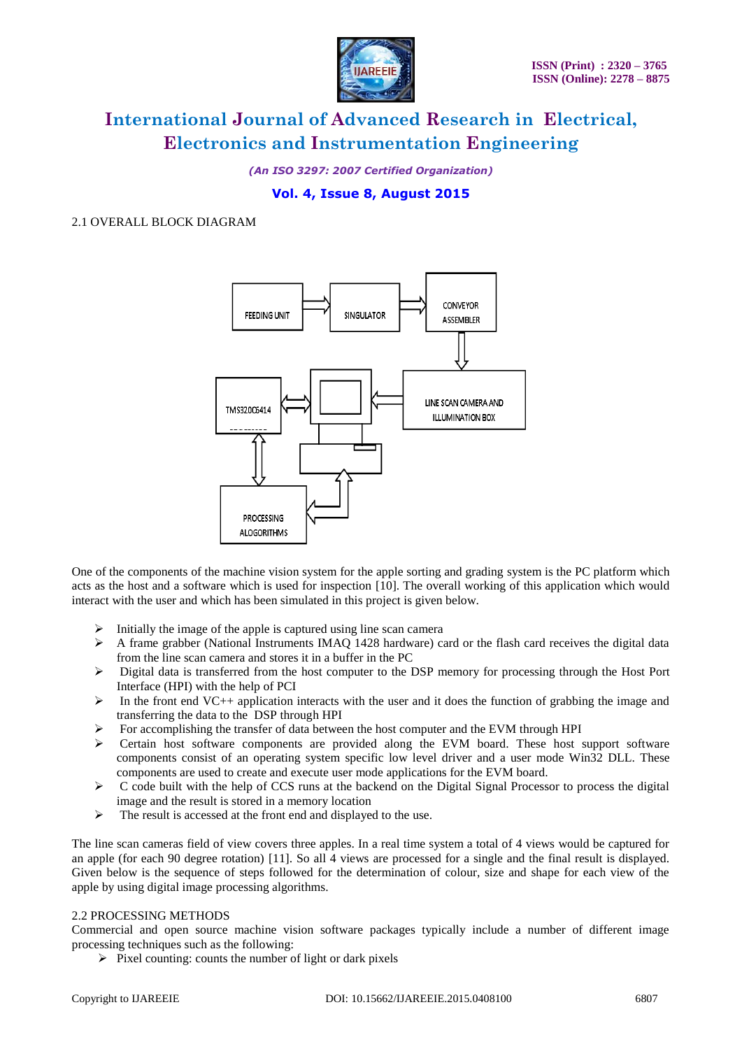2.1 OVERALL BLOCK DIAGRAM

One of the components of the machine vision system for the apple sorting and grading system is the PC platform which acts as the host and a software which is used for inspection [10]. The overall working of this application which would interact with the user and which has been simulated in this project is given below.

- Initially the image of the apple is captured using line scan camera
- A frame grabber (National Instruments IMAQ 1428 hardware) card or the flash card receives the digital data from the line scan camera and stores it in a buffer in the PC
- Digital data is transferred from the host computer to the DSP memory for processing through the Host Port Interface (HPI) with the help of PCI
- In the front end VC++ application interacts with the user and it does the function of grabbing the image and transferring the data to the DSP through HPI
- For accomplishing the transfer of data between the host computer and the EVM through HPI
- Certain host software components are provided along the EVM board. These host support software components consist of an operating system specific low level driver and a user mode Win32 DLL. These components are used to create and execute user mode applications for the EVM board.
- C code built with the help of CCS runs at the backend on the Digital Signal Processor to process the digital image and the result is stored in a memory location
- The result is accessed at the front end and displayed to the use.

The line scan cameras field of view covers three apples. In a real time system a total of 4 views would be captured for an apple (for each 90 degree rotation) [11]. So all 4 views are processed for a single and the final result is displayed. Given below is the sequence of steps followed for the determination of colour, size and shape for each view of the apple by using digital image processing algorithms.

2.2 PROCESSING METHODS

Commercial and open source machine vision software packages typically include a number of different image processing techniques such as the following:

- Pixel counting: counts the number of light or dark pixels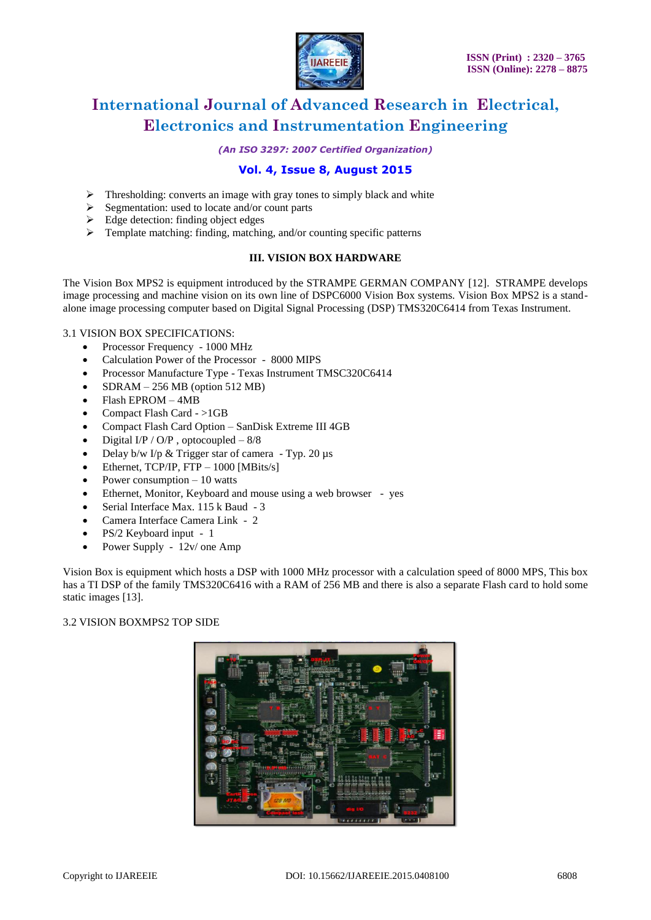- Thresholding: converts an image with gray tones to simply black and white
- Segmentation: used to locate and/or count parts
- Edge detection: finding object edges
- Template matching: finding, matching, and/or counting specific patterns

## III. VISION BOX HARDWARE

The Vision Box MPS2 is equipment introduced by the STRAMPE GERMAN COMPANY [12]. STRAMPE develops image processing and machine vision on its own line of DSPC6000 Vision Box systems. Vision Box MPS2 is a stand-alone image processing computer based on Digital Signal Processing (DSP) TMS320C6414 from Texas Instrument.

### 3.1 VISION BOX SPECIFICATIONS:

- Processor Frequency - 1000 MHz
- Calculation Power of the Processor - 8000 MIPS
- Processor Manufacture Type - Texas Instrument TMSC320C6414
- SDRAM – 256 MB (option 512 MB)
- Flash EPROM – 4MB
- Compact Flash Card - >1GB
- Compact Flash Card Option – SanDisk Extreme III 4GB
- Digital I/P / O/P , optocoupled – 8/8
- Delay b/w I/p & Trigger star of camera - Typ. 20 µs
- Ethernet, TCP/IP, FTP – 1000 [MBits/s]
- Power consumption – 10 watts
- Ethernet, Monitor, Keyboard and mouse using a web browser - yes
- Serial Interface Max. 115 k Baud - 3
- Camera Interface Camera Link - 2
- PS/2 Keyboard input - 1
- Power Supply - 12v/ one Amp

Vision Box is equipment which hosts a DSP with 1000 MHz processor with a calculation speed of 8000 MPS, This box has a TI DSP of the family TMS320C6416 with a RAM of 256 MB and there is also a separate Flash card to hold some static images [13].

### 3.2 VISION BOXMPS2 TOP SIDE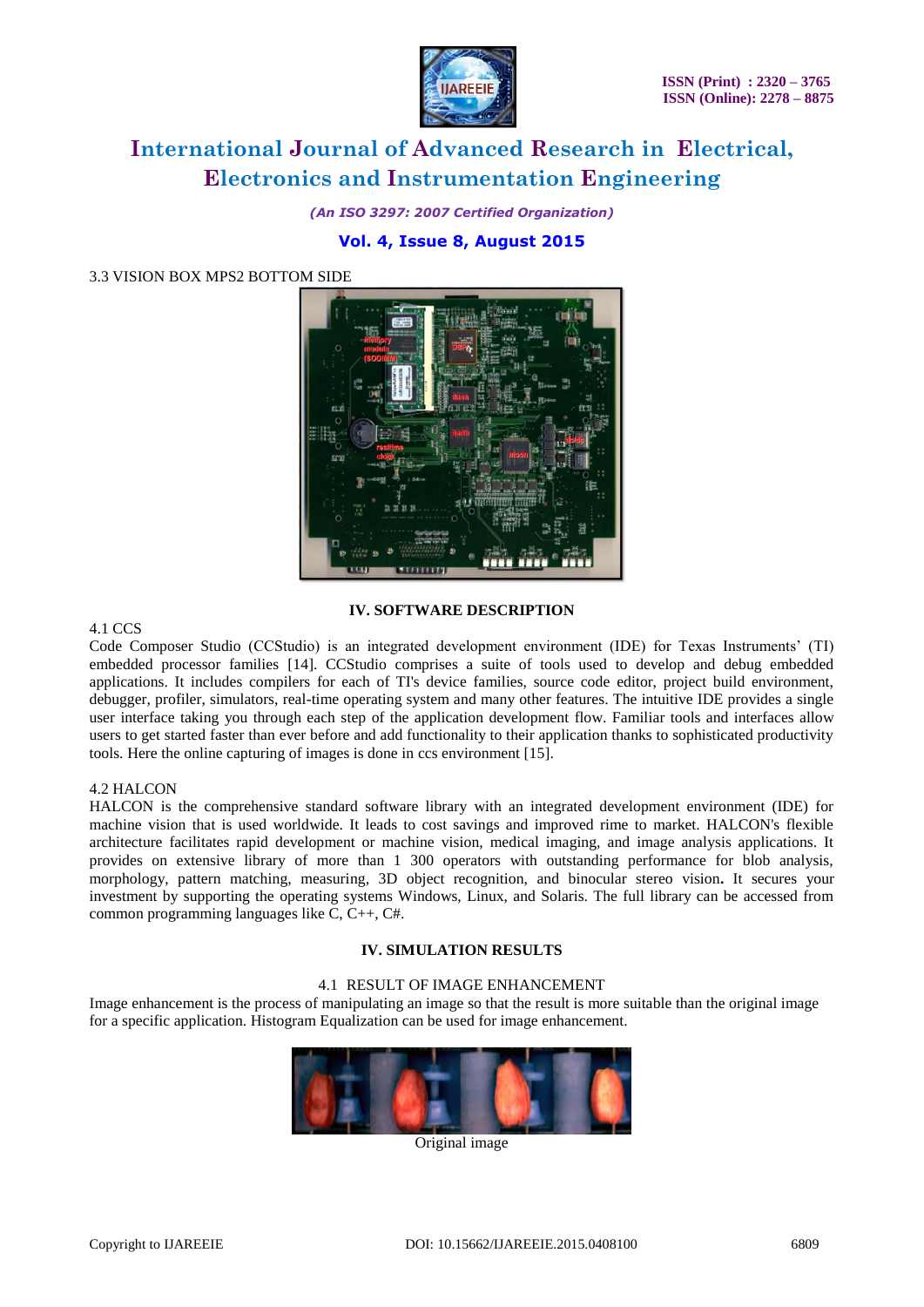3.3 VISION BOX MPS2 BOTTOM SIDE

## IV. SOFTWARE DESCRIPTION

4.1 CCS

Code Composer Studio (CCStudio) is an integrated development environment (IDE) for Texas Instruments' (TI) embedded processor families [14]. CCStudio comprises a suite of tools used to develop and debug embedded applications. It includes compilers for each of TI's device families, source code editor, project build environment, debugger, profiler, simulators, real-time operating system and many other features. The intuitive IDE provides a single user interface taking you through each step of the application development flow. Familiar tools and interfaces allow users to get started faster than ever before and add functionality to their application thanks to sophisticated productivity tools. Here the online capturing of images is done in ccs environment [15].

4.2 HALCON

HALCON is the comprehensive standard software library with an integrated development environment (IDE) for machine vision that is used worldwide. It leads to cost savings and improved rime to market. HALCON's flexible architecture facilitates rapid development or machine vision, medical imaging, and image analysis applications. It provides on extensive library of more than 1 300 operators with outstanding performance for blob analysis, morphology, pattern matching, measuring, 3D object recognition, and binocular stereo vision**.** It secures your investment by supporting the operating systems Windows, Linux, and Solaris. The full library can be accessed from common programming languages like C, C++, C#.

## IV. SIMULATION RESULTS

4.1 RESULT OF IMAGE ENHANCEMENT

Image enhancement is the process of manipulating an image so that the result is more suitable than the original image for a specific application. Histogram Equalization can be used for image enhancement.

Original image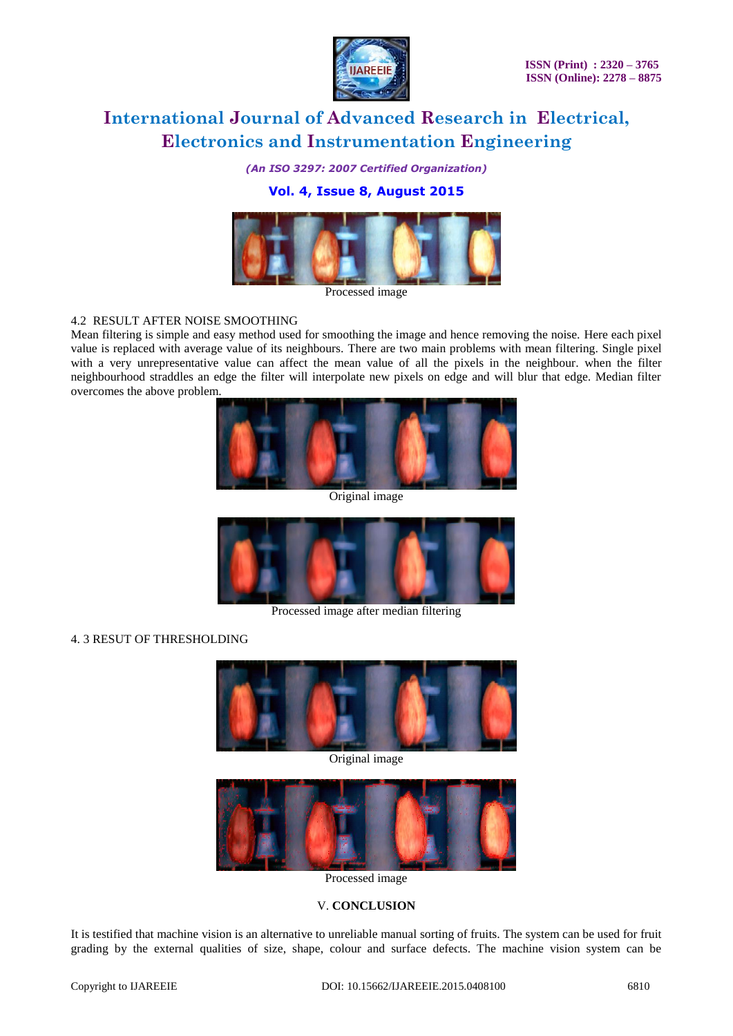Processed image

4.2 RESULT AFTER NOISE SMOOTHING

Mean filtering is simple and easy method used for smoothing the image and hence removing the noise. Here each pixel value is replaced with average value of its neighbours. There are two main problems with mean filtering. Single pixel with a very unrepresentative value can affect the mean value of all the pixels in the neighbour. when the filter neighbourhood straddles an edge the filter will interpolate new pixels on edge and will blur that edge. Median filter overcomes the above problem.

Original image

Processed image after median filtering

4. 3 RESUT OF THRESHOLDING

Original image

Processed image

## V. CONCLUSION

It is testified that machine vision is an alternative to unreliable manual sorting of fruits. The system can be used for fruit grading by the external qualities of size, shape, colour and surface defects. The machine vision system can be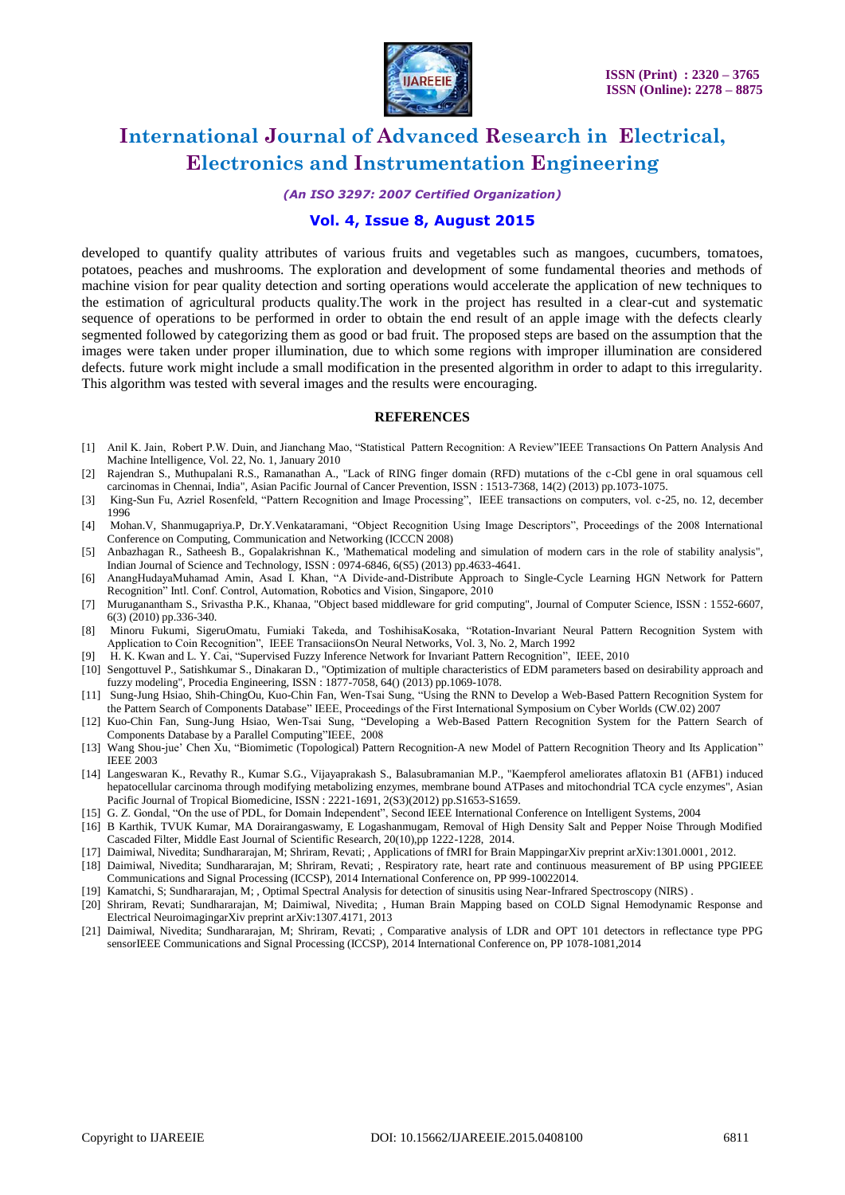developed to quantify quality attributes of various fruits and vegetables such as mangoes, cucumbers, tomatoes, potatoes, peaches and mushrooms. The exploration and development of some fundamental theories and methods of machine vision for pear quality detection and sorting operations would accelerate the application of new techniques to the estimation of agricultural products quality.The work in the project has resulted in a clear-cut and systematic sequence of operations to be performed in order to obtain the end result of an apple image with the defects clearly segmented followed by categorizing them as good or bad fruit. The proposed steps are based on the assumption that the images were taken under proper illumination, due to which some regions with improper illumination are considered defects. future work might include a small modification in the presented algorithm in order to adapt to this irregularity. This algorithm was tested with several images and the results were encouraging.

## REFERENCES

[1] Anil K. Jain, Robert P.W. Duin, and Jianchang Mao, "Statistical Pattern Recognition: A Review"IEEE Transactions On Pattern Analysis And Machine Intelligence, Vol. 22, No. 1, January 2010

[2] Rajendran S., Muthupalani R.S., Ramanathan A., "Lack of RING finger domain (RFD) mutations of the c-Cbl gene in oral squamous cell carcinomas in Chennai, India", Asian Pacific Journal of Cancer Prevention, ISSN : 1513-7368, 14(2) (2013) pp.1073-1075.

[3] King-Sun Fu, Azriel Rosenfeld, "Pattern Recognition and Image Processing", IEEE transactions on computers, vol. c-25, no. 12, december 1996

[4] Mohan.V, Shanmugapriya.P, Dr.Y.Venkataramani, "Object Recognition Using Image Descriptors", Proceedings of the 2008 International Conference on Computing, Communication and Networking (ICCCN 2008)

[5] Anbazhagan R., Satheesh B., Gopalakrishnan K., 'Mathematical modeling and simulation of modern cars in the role of stability analysis", Indian Journal of Science and Technology, ISSN : 0974-6846, 6(S5) (2013) pp.4633-4641.

[6] AnangHudayaMuhamad Amin, Asad I. Khan, "A Divide-and-Distribute Approach to Single-Cycle Learning HGN Network for Pattern Recognition" Intl. Conf. Control, Automation, Robotics and Vision, Singapore, 2010

[7] Muruganantham S., Srivastha P.K., Khanaa, "Object based middleware for grid computing", Journal of Computer Science, ISSN : 1552-6607, 6(3) (2010) pp.336-340.

[8] Minoru Fukumi, SigeruOmatu, Fumiaki Takeda, and ToshihisaKosaka, "Rotation-Invariant Neural Pattern Recognition System with Application to Coin Recognition", IEEE TransactiionsOn Neural Networks, Vol. 3, No. 2, March 1992

[9] H. K. Kwan and L. Y. Cai, "Supervised Fuzzy Inference Network for Invariant Pattern Recognition", IEEE, 2010

[10] Sengottuvel P., Satishkumar S., Dinakaran D., "Optimization of multiple characteristics of EDM parameters based on desirability approach and fuzzy modeling", Procedia Engineering, ISSN : 1877-7058, 64() (2013) pp.1069-1078.

[11] Sung-Jung Hsiao, Shih-ChingOu, Kuo-Chin Fan, Wen-Tsai Sung, "Using the RNN to Develop a Web-Based Pattern Recognition System for the Pattern Search of Components Database" IEEE, Proceedings of the First International Symposium on Cyber Worlds (CW.02) 2007

[12] Kuo-Chin Fan, Sung-Jung Hsiao, Wen-Tsai Sung, "Developing a Web-Based Pattern Recognition System for the Pattern Search of Components Database by a Parallel Computing"IEEE, 2008

[13] Wang Shou-jue' Chen Xu, "Biomimetic (Topological) Pattern Recognition-A new Model of Pattern Recognition Theory and Its Application" IEEE 2003

[14] Langeswaran K., Revathy R., Kumar S.G., Vijayaprakash S., Balasubramanian M.P., "Kaempferol ameliorates aflatoxin B1 (AFB1) induced hepatocellular carcinoma through modifying metabolizing enzymes, membrane bound ATPases and mitochondrial TCA cycle enzymes", Asian Pacific Journal of Tropical Biomedicine, ISSN : 2221-1691, 2(S3)(2012) pp.S1653-S1659.

[15] G. Z. Gondal, "On the use of PDL, for Domain Independent", Second IEEE International Conference on Intelligent Systems, 2004

[16] B Karthik, TVUK Kumar, MA Dorairangaswamy, E Logashanmugam, Removal of High Density Salt and Pepper Noise Through Modified Cascaded Filter, Middle East Journal of Scientific Research, 20(10),pp 1222-1228, 2014.

[17] Daimiwal, Nivedita; Sundhararajan, M; Shriram, Revati; , Applications of fMRI for Brain MappingarXiv preprint arXiv:1301.0001, 2012.

[18] Daimiwal, Nivedita; Sundhararajan, M; Shriram, Revati; , Respiratory rate, heart rate and continuous measurement of BP using PPGIEEE Communications and Signal Processing (ICCSP), 2014 International Conference on, PP 999-10022014.

[19] Kamatchi, S; Sundhararajan, M; , Optimal Spectral Analysis for detection of sinusitis using Near-Infrared Spectroscopy (NIRS) .

[20] Shriram, Revati; Sundhararajan, M; Daimiwal, Nivedita; , Human Brain Mapping based on COLD Signal Hemodynamic Response and Electrical NeuroimagingarXiv preprint arXiv:1307.4171, 2013

[21] Daimiwal, Nivedita; Sundhararajan, M; Shriram, Revati; , Comparative analysis of LDR and OPT 101 detectors in reflectance type PPG sensorIEEE Communications and Signal Processing (ICCSP), 2014 International Conference on, PP 1078-1081,2014